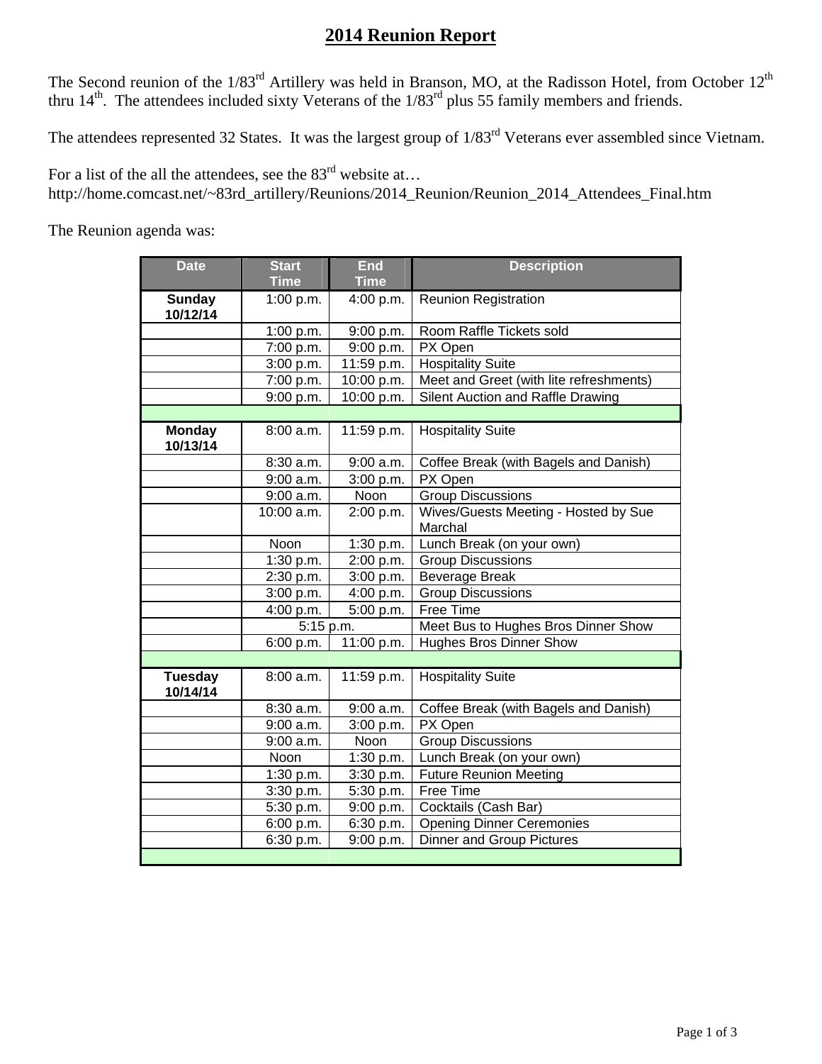# 2014 Reunion Report

The Second reunion of the 1/83rd Artillery was held in Branson, MO, at the Radisson Hotel, from October 12th thru 14th. The attendees included sixty Veterans of the 1/83rd plus 55 family members and friends.

The attendees represented 32 States. It was the largest group of 1/83rd Veterans ever assembled since Vietnam.

For a list of the all the attendees, see the 83rd website at…
http://home.comcast.net/~83rd_artillery/Reunions/2014_Reunion/Reunion_2014_Attendees_Final.htm

The Reunion agenda was:

| Date | Start Time | End Time | Description |
|---|---|---|---|
| **Sunday 10/12/14** | 1:00 p.m. | 4:00 p.m. | Reunion Registration |
| | 1:00 p.m. | 9:00 p.m. | Room Raffle Tickets sold |
| | 7:00 p.m. | 9:00 p.m. | PX Open |
| | 3:00 p.m. | 11:59 p.m. | Hospitality Suite |
| | 7:00 p.m. | 10:00 p.m. | Meet and Greet (with lite refreshments) |
| | 9:00 p.m. | 10:00 p.m. | Silent Auction and Raffle Drawing |
| | | | |
| **Monday 10/13/14** | 8:00 a.m. | 11:59 p.m. | Hospitality Suite |
| | 8:30 a.m. | 9:00 a.m. | Coffee Break (with Bagels and Danish) |
| | 9:00 a.m. | 3:00 p.m. | PX Open |
| | 9:00 a.m. | Noon | Group Discussions |
| | 10:00 a.m. | 2:00 p.m. | Wives/Guests Meeting - Hosted by Sue Marchal |
| | Noon | 1:30 p.m. | Lunch Break (on your own) |
| | 1:30 p.m. | 2:00 p.m. | Group Discussions |
| | 2:30 p.m. | 3:00 p.m. | Beverage Break |
| | 3:00 p.m. | 4:00 p.m. | Group Discussions |
| | 4:00 p.m. | 5:00 p.m. | Free Time |
| | 5:15 p.m. | | Meet Bus to Hughes Bros Dinner Show |
| | 6:00 p.m. | 11:00 p.m. | Hughes Bros Dinner Show |
| | | | |
| **Tuesday 10/14/14** | 8:00 a.m. | 11:59 p.m. | Hospitality Suite |
| | 8:30 a.m. | 9:00 a.m. | Coffee Break (with Bagels and Danish) |
| | 9:00 a.m. | 3:00 p.m. | PX Open |
| | 9:00 a.m. | Noon | Group Discussions |
| | Noon | 1:30 p.m. | Lunch Break (on your own) |
| | 1:30 p.m. | 3:30 p.m. | Future Reunion Meeting |
| | 3:30 p.m. | 5:30 p.m. | Free Time |
| | 5:30 p.m. | 9:00 p.m. | Cocktails (Cash Bar) |
| | 6:00 p.m. | 6:30 p.m. | Opening Dinner Ceremonies |
| | 6:30 p.m. | 9:00 p.m. | Dinner and Group Pictures |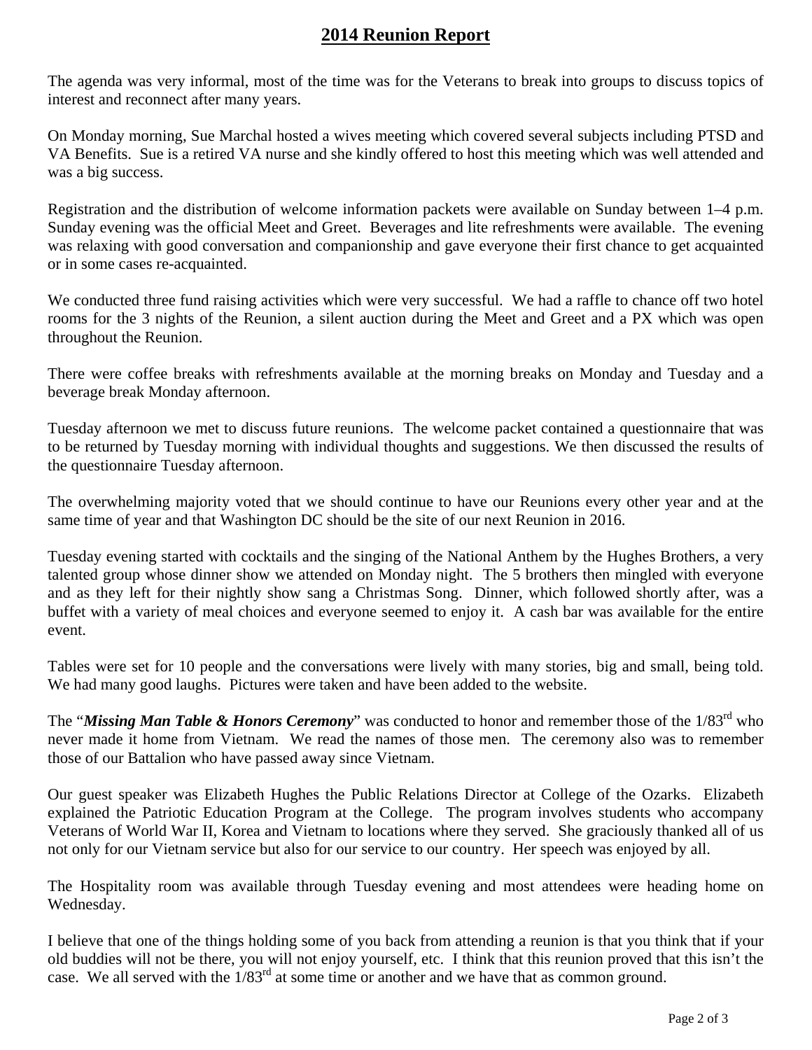## 2014 Reunion Report

The agenda was very informal, most of the time was for the Veterans to break into groups to discuss topics of interest and reconnect after many years.

On Monday morning, Sue Marchal hosted a wives meeting which covered several subjects including PTSD and VA Benefits. Sue is a retired VA nurse and she kindly offered to host this meeting which was well attended and was a big success.

Registration and the distribution of welcome information packets were available on Sunday between 1–4 p.m. Sunday evening was the official Meet and Greet. Beverages and lite refreshments were available. The evening was relaxing with good conversation and companionship and gave everyone their first chance to get acquainted or in some cases re-acquainted.

We conducted three fund raising activities which were very successful. We had a raffle to chance off two hotel rooms for the 3 nights of the Reunion, a silent auction during the Meet and Greet and a PX which was open throughout the Reunion.

There were coffee breaks with refreshments available at the morning breaks on Monday and Tuesday and a beverage break Monday afternoon.

Tuesday afternoon we met to discuss future reunions. The welcome packet contained a questionnaire that was to be returned by Tuesday morning with individual thoughts and suggestions. We then discussed the results of the questionnaire Tuesday afternoon.

The overwhelming majority voted that we should continue to have our Reunions every other year and at the same time of year and that Washington DC should be the site of our next Reunion in 2016.

Tuesday evening started with cocktails and the singing of the National Anthem by the Hughes Brothers, a very talented group whose dinner show we attended on Monday night. The 5 brothers then mingled with everyone and as they left for their nightly show sang a Christmas Song. Dinner, which followed shortly after, was a buffet with a variety of meal choices and everyone seemed to enjoy it. A cash bar was available for the entire event.

Tables were set for 10 people and the conversations were lively with many stories, big and small, being told. We had many good laughs. Pictures were taken and have been added to the website.

The "***Missing Man Table & Honors Ceremony***" was conducted to honor and remember those of the 1/83rd who never made it home from Vietnam. We read the names of those men. The ceremony also was to remember those of our Battalion who have passed away since Vietnam.

Our guest speaker was Elizabeth Hughes the Public Relations Director at College of the Ozarks. Elizabeth explained the Patriotic Education Program at the College. The program involves students who accompany Veterans of World War II, Korea and Vietnam to locations where they served. She graciously thanked all of us not only for our Vietnam service but also for our service to our country. Her speech was enjoyed by all.

The Hospitality room was available through Tuesday evening and most attendees were heading home on Wednesday.

I believe that one of the things holding some of you back from attending a reunion is that you think that if your old buddies will not be there, you will not enjoy yourself, etc. I think that this reunion proved that this isn't the case. We all served with the 1/83rd at some time or another and we have that as common ground.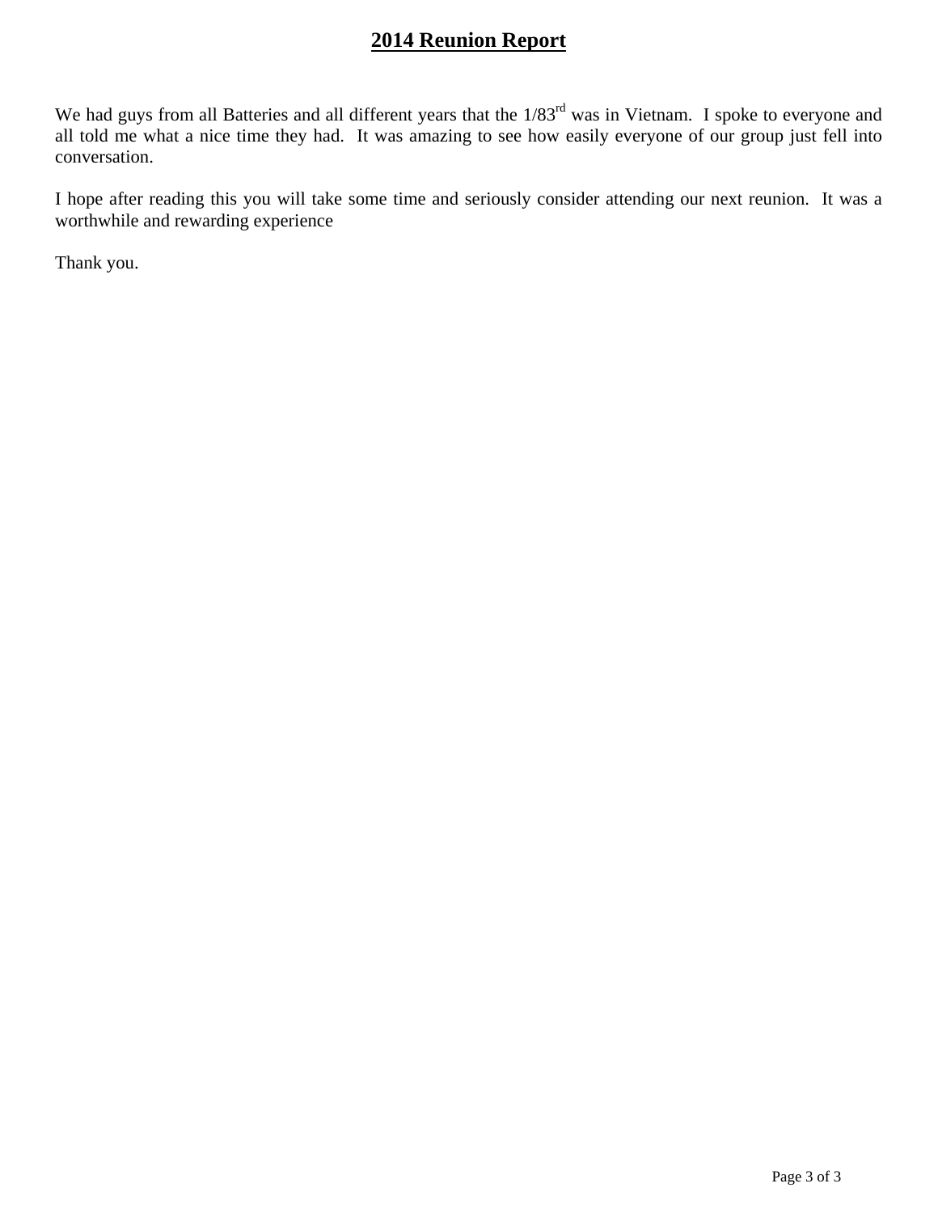We had guys from all Batteries and all different years that the 1/83rd was in Vietnam. I spoke to everyone and all told me what a nice time they had. It was amazing to see how easily everyone of our group just fell into conversation.

I hope after reading this you will take some time and seriously consider attending our next reunion. It was a worthwhile and rewarding experience

Thank you.